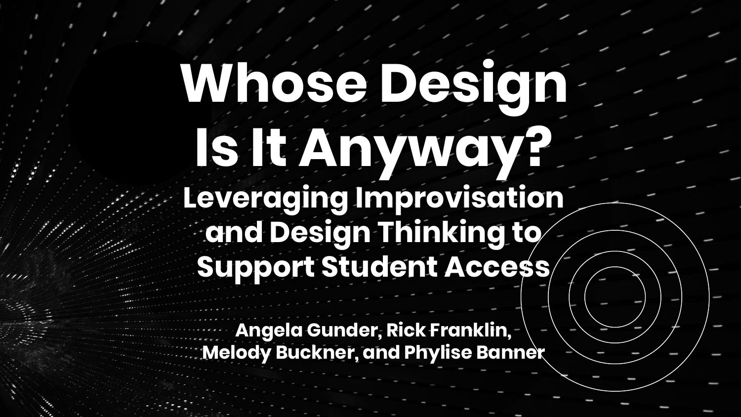# Whose Design Is It Anyway?

## Leveraging Improvisation and Design Thinking to Support Student Access

**Angela Gunder, Rick Franklin, Melody Buckner, and Phylise Banner**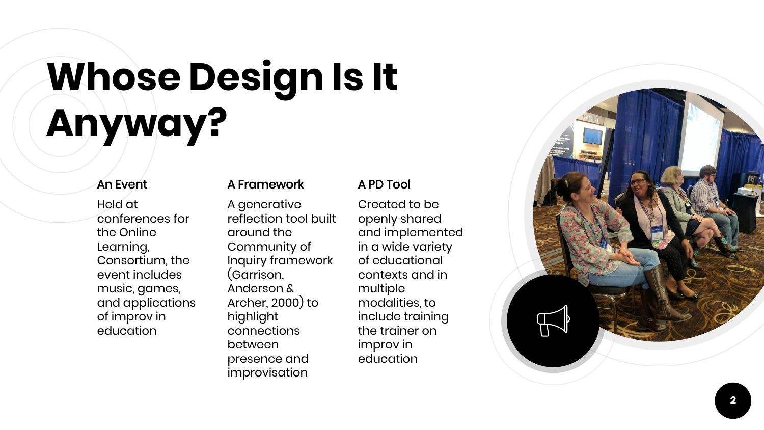# Whose Design Is It Anyway?

### An Event

Held at conferences for the Online Learning, Consortium, the event includes music, games, and applications of improv in education

### A Framework

A generative reflection tool built around the Community of Inquiry framework (Garrison, Anderson & Archer, 2000) to highlight connections between presence and improvisation

### A PD Tool

Created to be openly shared and implemented in a wide variety of educational contexts and in multiple modalities, to include training the trainer on improv in education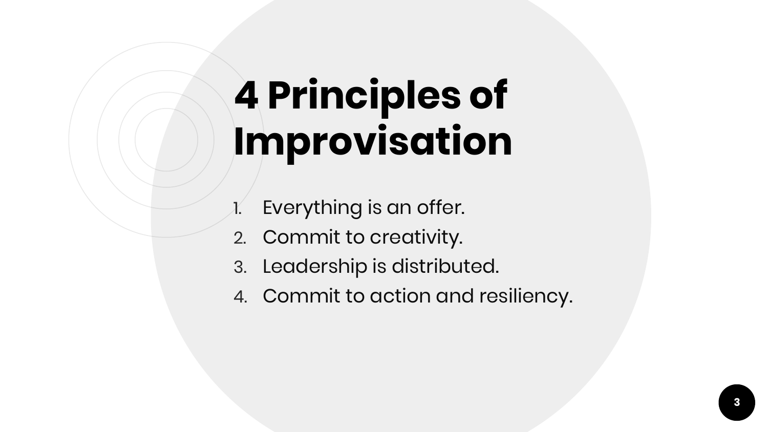# 4 Principles of Improvisation

1. Everything is an offer.
2. Commit to creativity.
3. Leadership is distributed.
4. Commit to action and resiliency.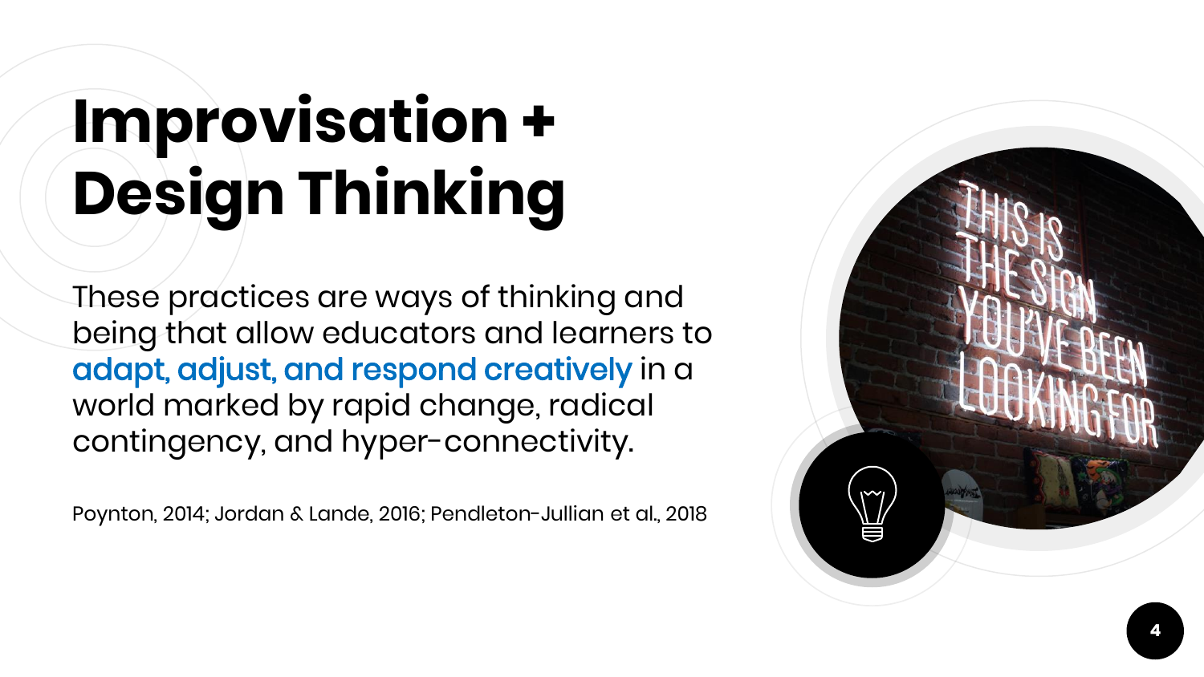# Improvisation + Design Thinking

These practices are ways of thinking and being that allow educators and learners to **adapt, adjust, and respond creatively** in a world marked by rapid change, radical contingency, and hyper-connectivity.

Poynton, 2014; Jordan & Lande, 2016; Pendleton-Jullian et al., 2018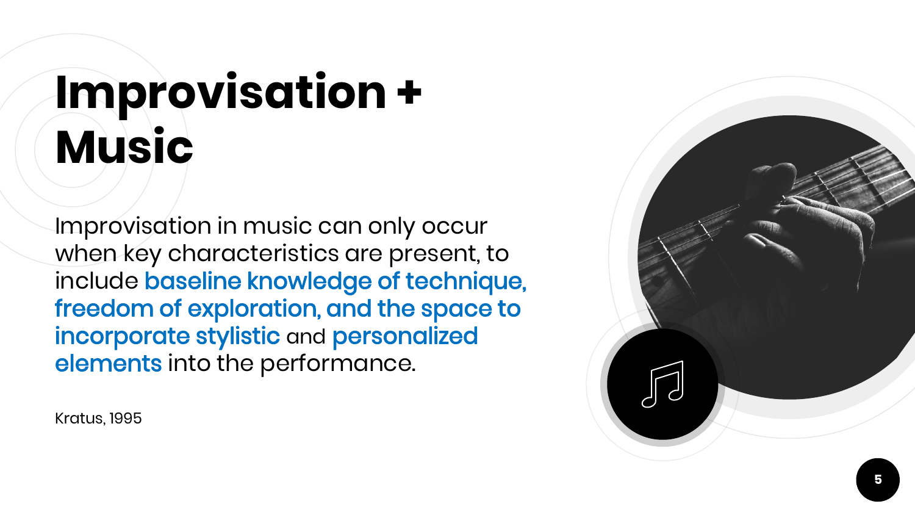# Improvisation + Music

Improvisation in music can only occur when key characteristics are present, to include **baseline knowledge of technique, freedom of exploration, and the space to incorporate stylistic** and **personalized elements** into the performance.

Kratus, 1995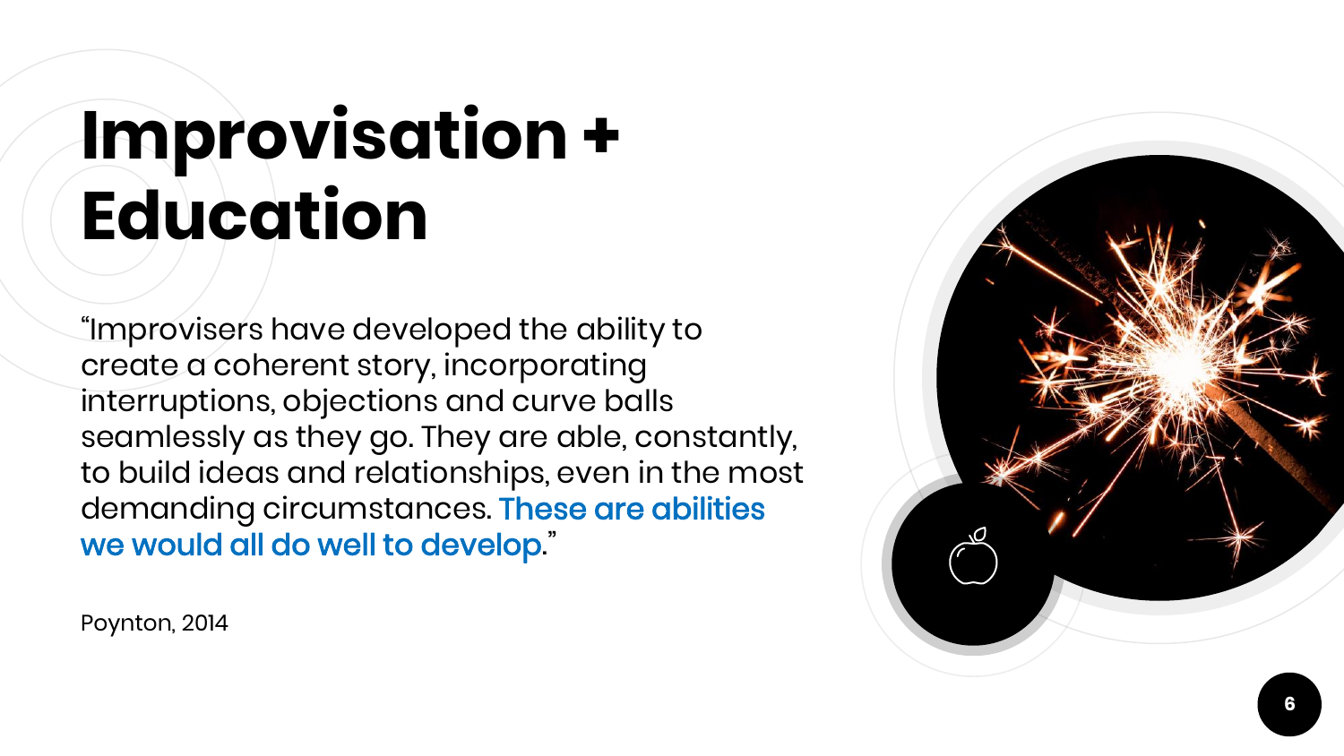# Improvisation + Education

"Improvisers have developed the ability to create a coherent story, incorporating interruptions, objections and curve balls seamlessly as they go. They are able, constantly, to build ideas and relationships, even in the most demanding circumstances. **These are abilities we would all do well to develop**."

Poynton, 2014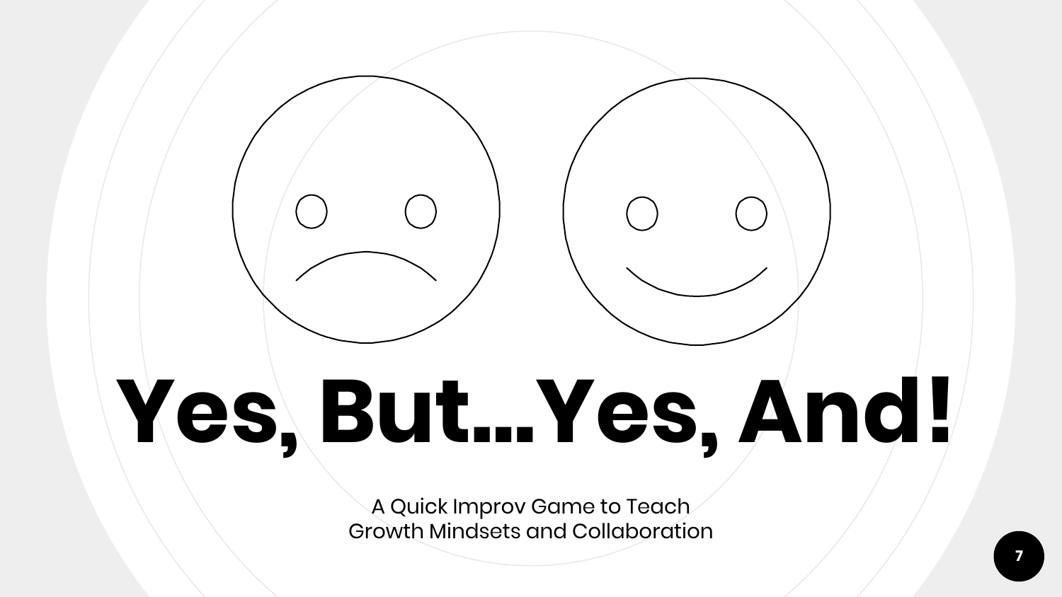# Yes, But...Yes, And!

A Quick Improv Game to Teach
Growth Mindsets and Collaboration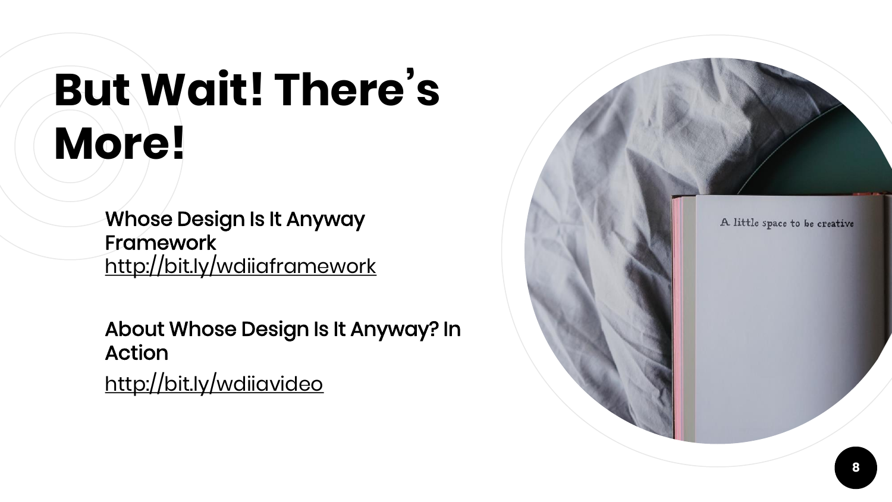# But Wait! There's More!

Whose Design Is It Anyway Framework
http://bit.ly/wdiiaframework

About Whose Design Is It Anyway? In Action
http://bit.ly/wdiiavideo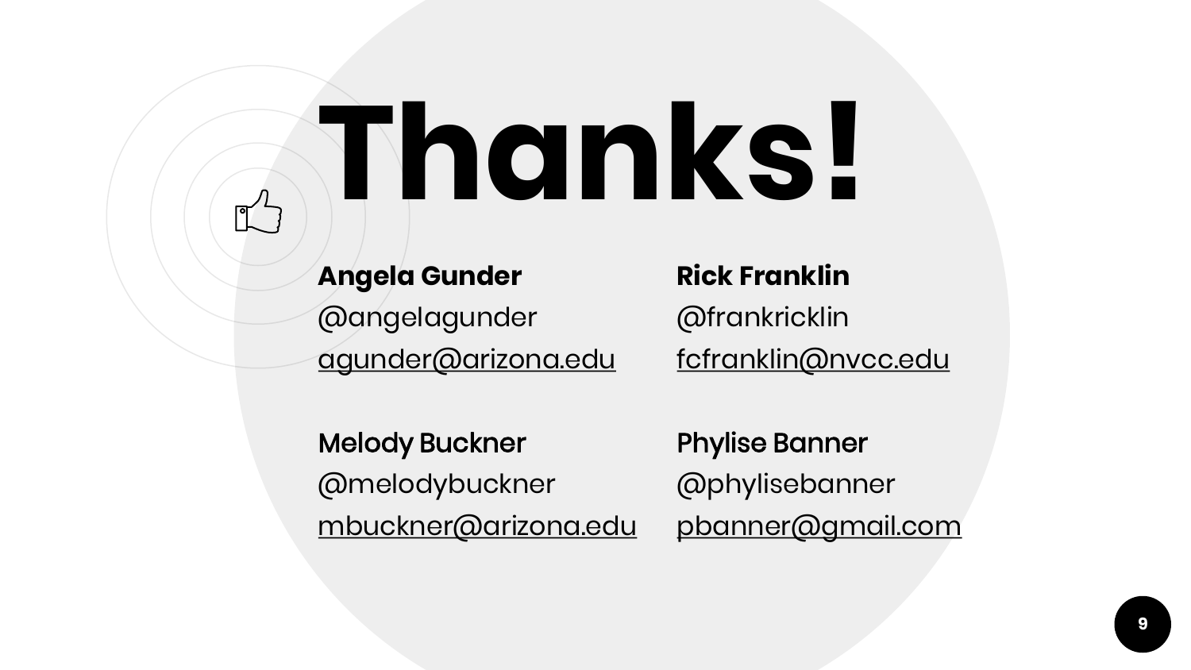# Thanks!

**Angela Gunder**
@angelagunder
agunder@arizona.edu

**Rick Franklin**
@frankricklin
fcfranklin@nvcc.edu

**Melody Buckner**
@melodybuckner
mbuckner@arizona.edu

**Phylise Banner**
@phylisebanner
pbanner@gmail.com